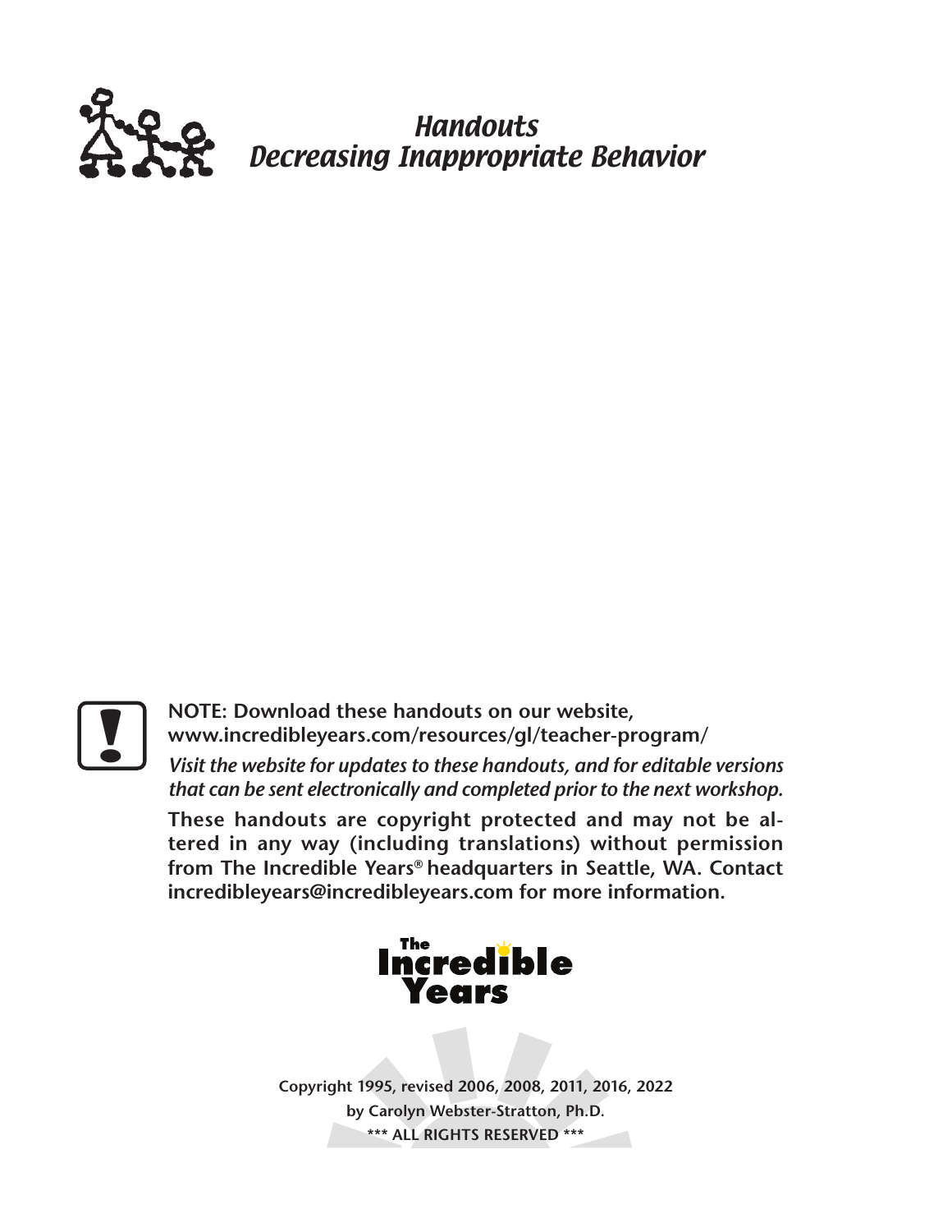# *Handouts*
# *Decreasing Inappropriate Behavior*

**NOTE: Download these handouts on our website, www.incredibleyears.com/resources/gl/teacher-program/**

*Visit the website for updates to these handouts, and for editable versions that can be sent electronically and completed prior to the next workshop.*

**These handouts are copyright protected and may not be altered in any way (including translations) without permission from The Incredible Years® headquarters in Seattle, WA. Contact incredibleyears@incredibleyears.com for more information.**

The Incredible Years

**Copyright 1995, revised 2006, 2008, 2011, 2016, 2022**
**by Carolyn Webster-Stratton, Ph.D.**
**\*\*\* ALL RIGHTS RESERVED \*\*\***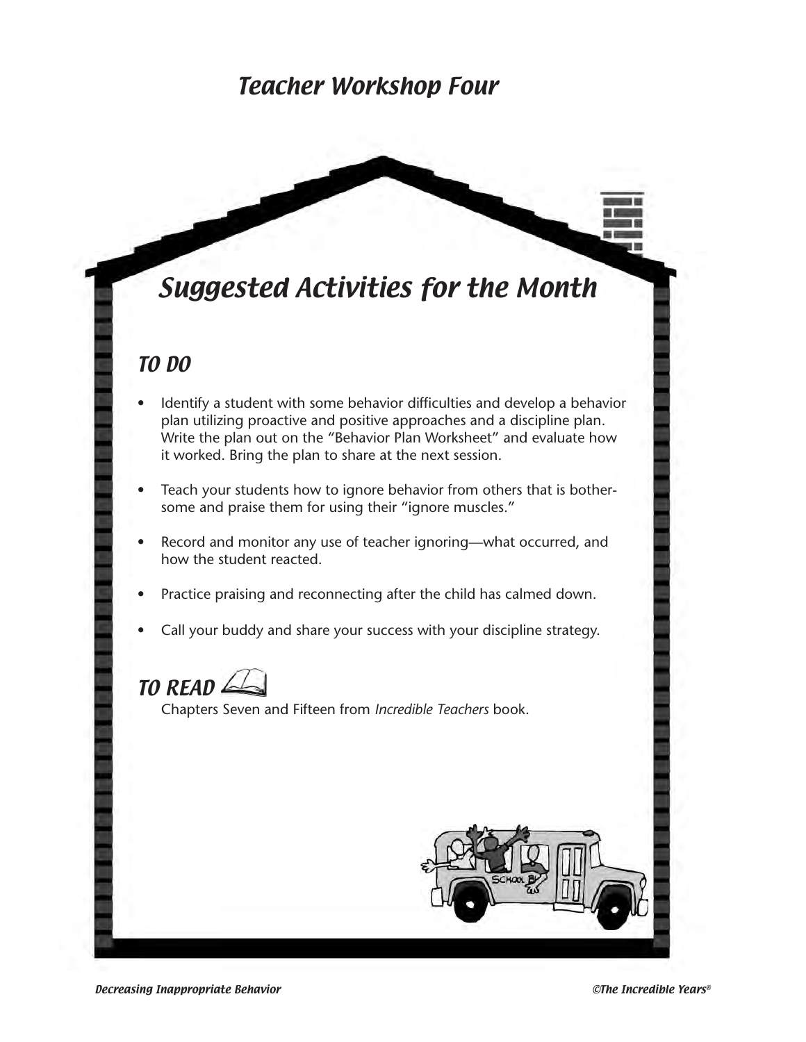# Teacher Workshop Four

## Suggested Activities for the Month

### TO DO

- Identify a student with some behavior difficulties and develop a behavior plan utilizing proactive and positive approaches and a discipline plan. Write the plan out on the "Behavior Plan Worksheet" and evaluate how it worked. Bring the plan to share at the next session.
- Teach your students how to ignore behavior from others that is bothersome and praise them for using their "ignore muscles."
- Record and monitor any use of teacher ignoring—what occurred, and how the student reacted.
- Practice praising and reconnecting after the child has calmed down.
- Call your buddy and share your success with your discipline strategy.

### TO READ

Chapters Seven and Fifteen from *Incredible Teachers* book.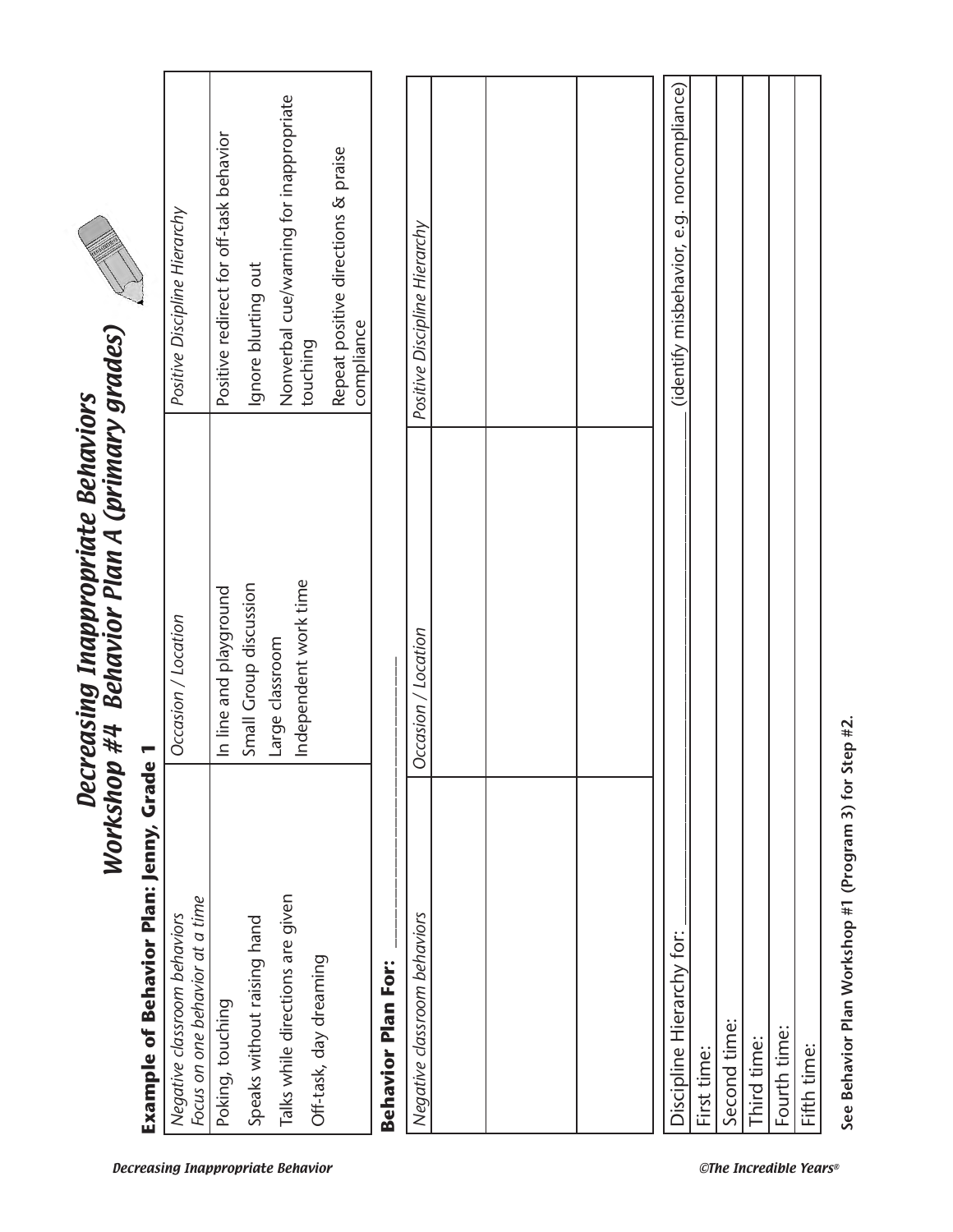# Decreasing Inappropriate Behaviors
## Workshop #4 Behavior Plan A (primary grades)

**Example of Behavior Plan: Jenny, Grade 1**

| *Negative classroom behaviors* *Focus on one behavior at a time* | *Occasion / Location* | *Positive Discipline Hierarchy* |
|---|---|---|
| Poking, touching<br>Speaks without raising hand<br>Talks while directions are given<br>Off-task, day dreaming | In line and playground<br>Small Group discussion<br>Large classroom<br>Independent work time | Positive redirect for off-task behavior<br>Ignore blurting out<br>Nonverbal cue/warning for inappropriate touching<br>Repeat positive directions & praise compliance |

**Behavior Plan For:** ______________________

| *Negative classroom behaviors* | *Occasion / Location* | *Positive Discipline Hierarchy* |
|---|---|---|
| | | |
| | | |
| | | |

| Discipline Hierarchy for: ______________________ (identify misbehavior, e.g. noncompliance) |
|---|
| First time: |
| Second time: |
| Third time: |
| Fourth time: |
| Fifth time: |

**See Behavior Plan Workshop #1 (Program 3) for Step #2.**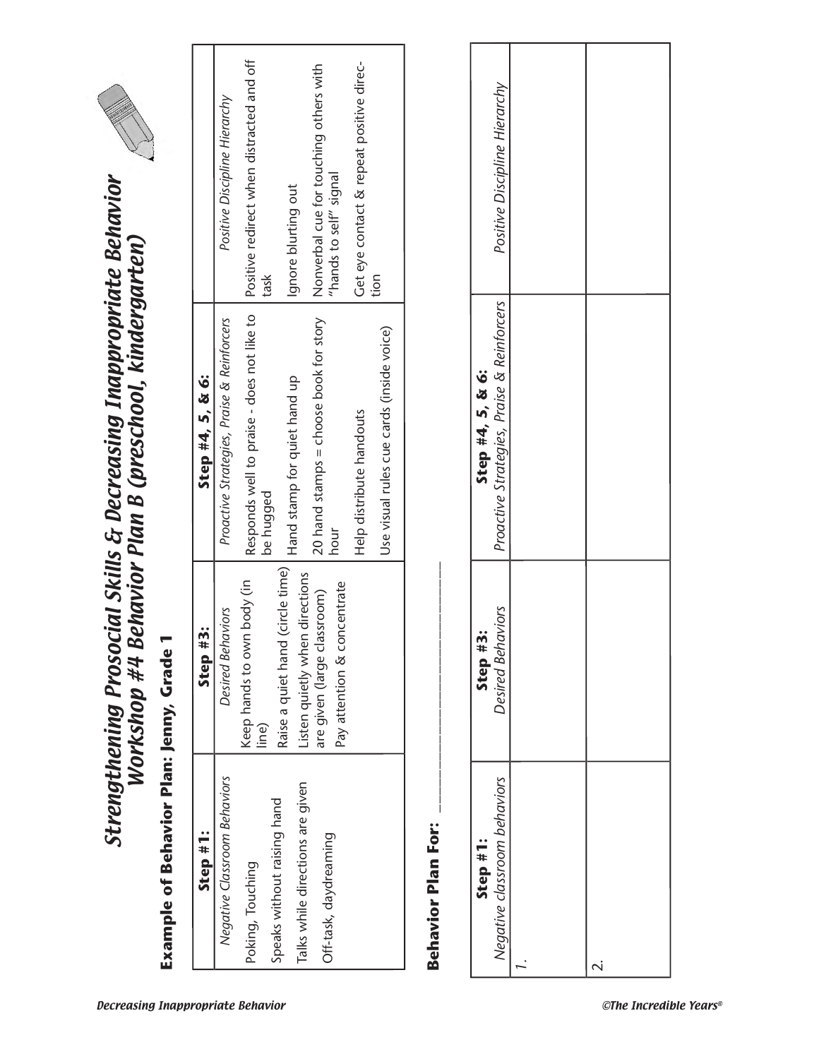# Strengthening Prosocial Skills & Decreasing Inappropriate Behavior
## Workshop #4 Behavior Plan B (preschool, kindergarten)

### Example of Behavior Plan: Jenny, Grade 1

| **Step #1:** *Negative Classroom Behaviors* | **Step #3:** *Desired Behaviors* | **Step #4, 5, & 6:** *Proactive Strategies, Praise & Reinforcers* | *Positive Discipline Hierarchy* |
|---|---|---|---|
| Poking, Touching | Keep hands to own body (in line) | Responds well to praise - does not like to be hugged | Positive redirect when distracted and off task |
| Speaks without raising hand | Raise a quiet hand (circle time) | Hand stamp for quiet hand up | Ignore blurting out |
| Talks while directions are given | Listen quietly when directions are given (large classroom) | 20 hand stamps = choose book for story hour | Nonverbal cue for touching others with "hands to self" signal |
| Off-task, daydreaming | Pay attention & concentrate | Help distribute handouts | Get eye contact & repeat positive direction |
| | | Use visual rules cue cards (inside voice) | |

### Behavior Plan For: ______________________

| **Step #1:** *Negative classroom behaviors* | **Step #3:** *Desired Behaviors* | **Step #4, 5, & 6:** *Proactive Strategies, Praise & Reinforcers* | *Positive Discipline Hierarchy* |
|---|---|---|---|
| 1. | | | |
| 2. | | | |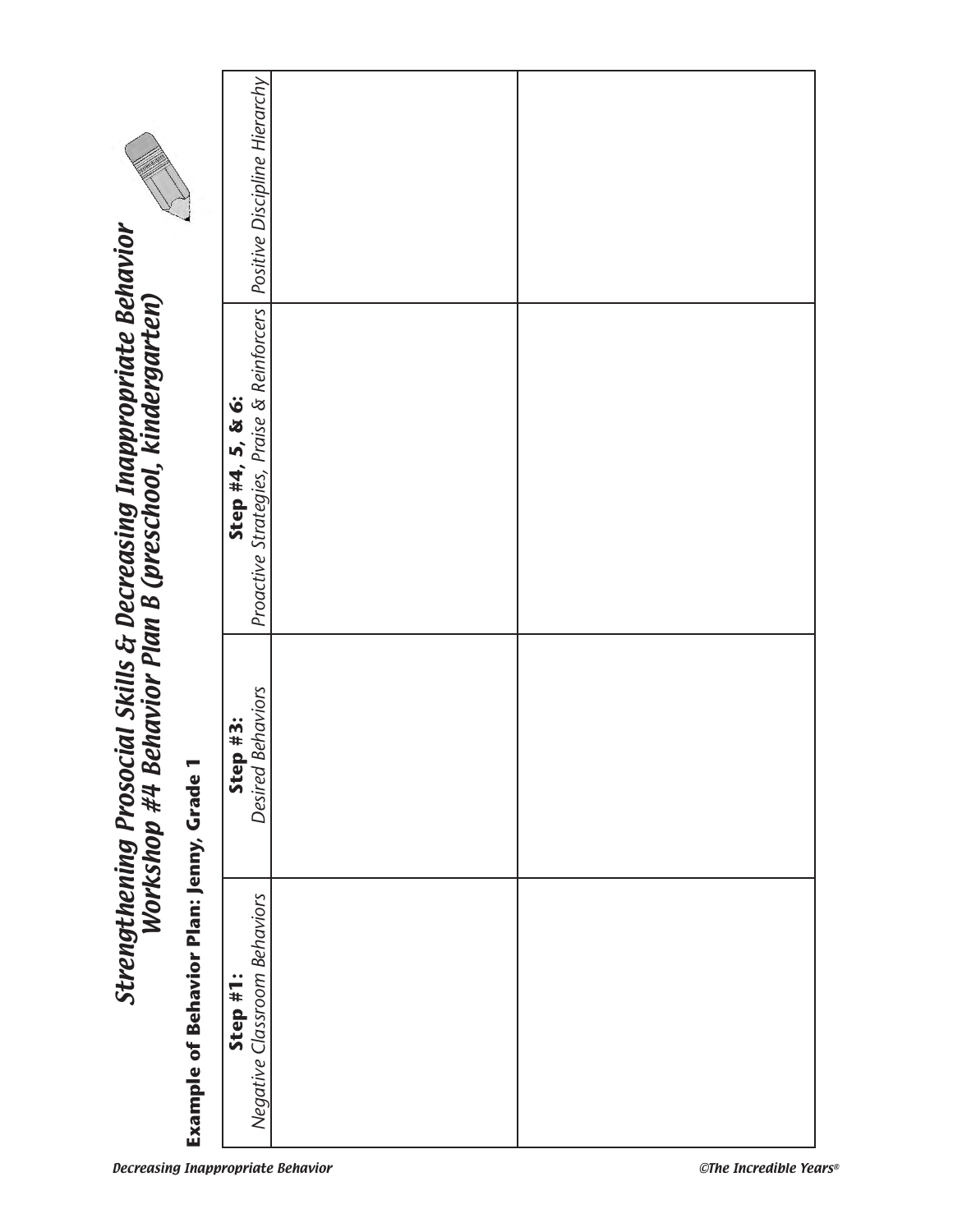# *Strengthening Prosocial Skills & Decreasing Inappropriate Behavior*
## *Workshop #4 Behavior Plan B (preschool, kindergarten)*

**Example of Behavior Plan: Jenny, Grade 1**

| **Step #1:** *Negative Classroom Behaviors* | **Step #3:** *Desired Behaviors* | **Step #4, 5, & 6:** *Proactive Strategies, Praise & Reinforcers* | *Positive Discipline Hierarchy* |
|---|---|---|---|
| | | | |
| | | | |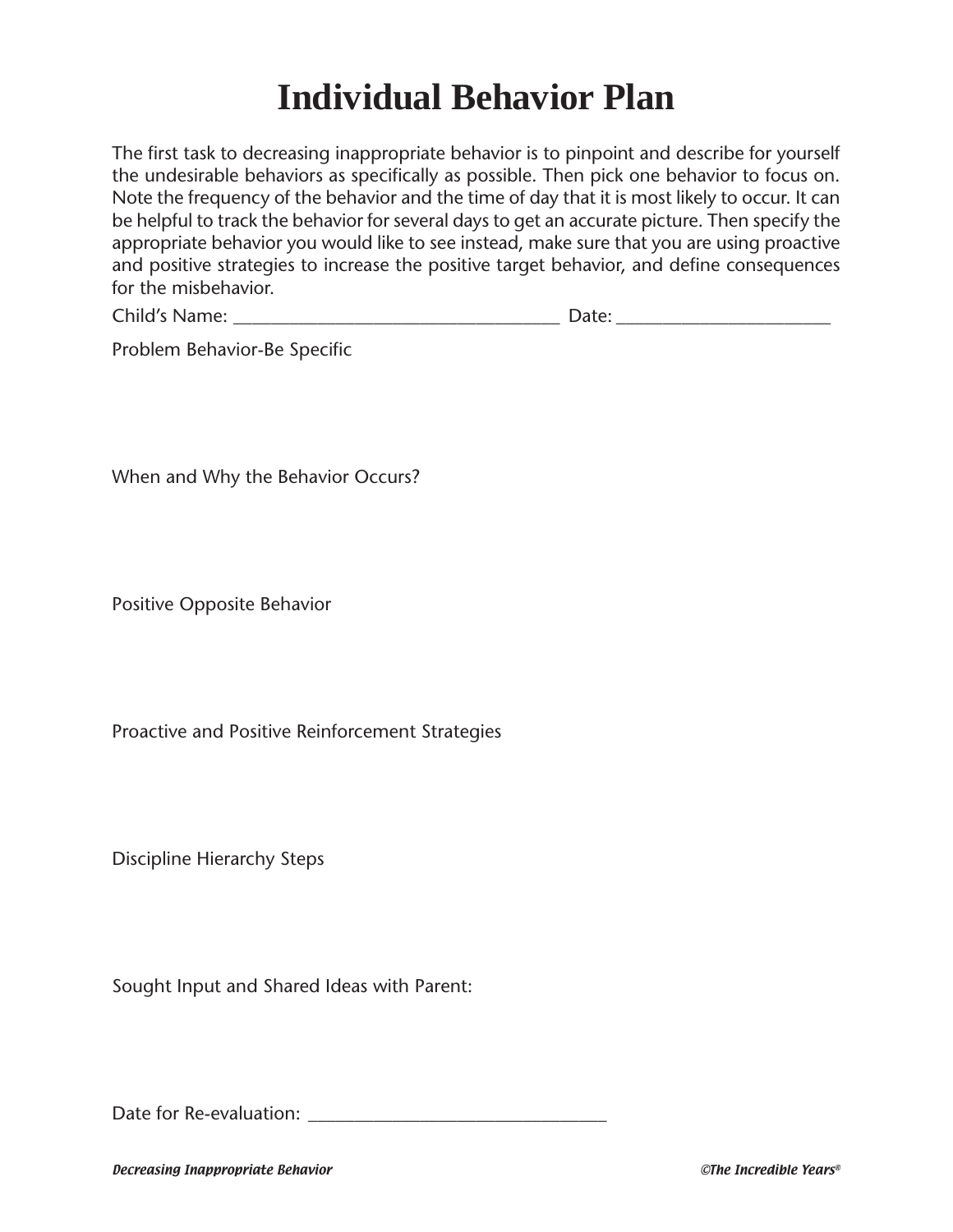# Individual Behavior Plan

The first task to decreasing inappropriate behavior is to pinpoint and describe for yourself the undesirable behaviors as specifically as possible. Then pick one behavior to focus on. Note the frequency of the behavior and the time of day that it is most likely to occur. It can be helpful to track the behavior for several days to get an accurate picture. Then specify the appropriate behavior you would like to see instead, make sure that you are using proactive and positive strategies to increase the positive target behavior, and define consequences for the misbehavior.

Child's Name: ___________________________________ Date: ______________________

Problem Behavior-Be Specific

When and Why the Behavior Occurs?

Positive Opposite Behavior

Proactive and Positive Reinforcement Strategies

Discipline Hierarchy Steps

Sought Input and Shared Ideas with Parent:

Date for Re-evaluation: ________________________________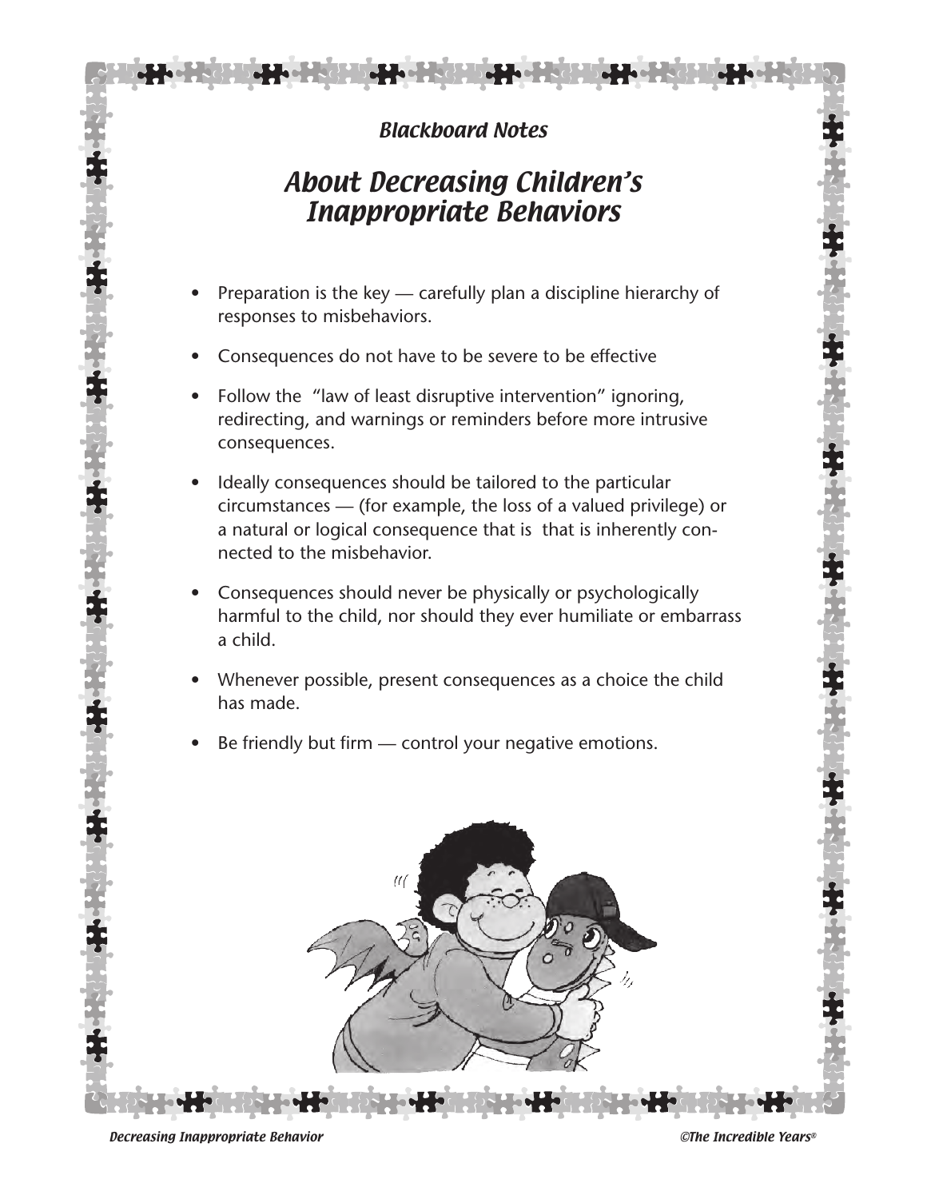*Blackboard Notes*

# *About Decreasing Children's Inappropriate Behaviors*

- Preparation is the key — carefully plan a discipline hierarchy of responses to misbehaviors.
- Consequences do not have to be severe to be effective
- Follow the "law of least disruptive intervention" ignoring, redirecting, and warnings or reminders before more intrusive consequences.
- Ideally consequences should be tailored to the particular circumstances — (for example, the loss of a valued privilege) or a natural or logical consequence that is that is inherently connected to the misbehavior.
- Consequences should never be physically or psychologically harmful to the child, nor should they ever humiliate or embarrass a child.
- Whenever possible, present consequences as a choice the child has made.
- Be friendly but firm — control your negative emotions.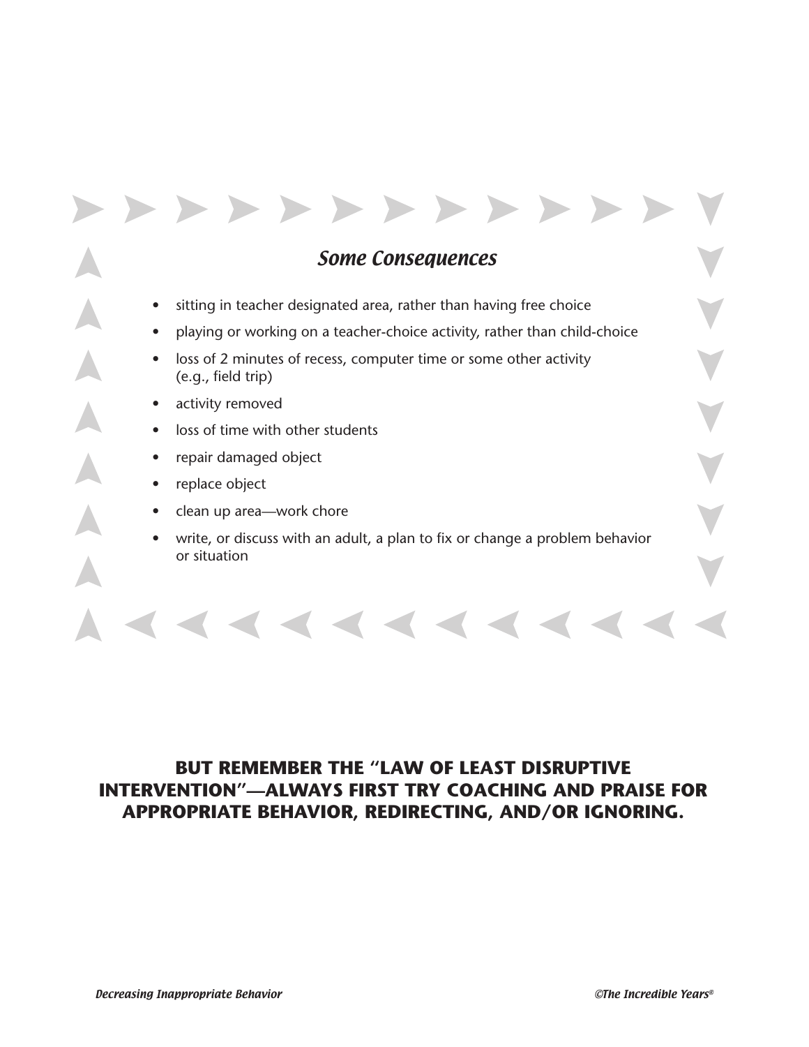## *Some Consequences*

- sitting in teacher designated area, rather than having free choice
- playing or working on a teacher-choice activity, rather than child-choice
- loss of 2 minutes of recess, computer time or some other activity (e.g., field trip)
- activity removed
- loss of time with other students
- repair damaged object
- replace object
- clean up area—work chore
- write, or discuss with an adult, a plan to fix or change a problem behavior or situation

**BUT REMEMBER THE "LAW OF LEAST DISRUPTIVE INTERVENTION"—ALWAYS FIRST TRY COACHING AND PRAISE FOR APPROPRIATE BEHAVIOR, REDIRECTING, AND/OR IGNORING.**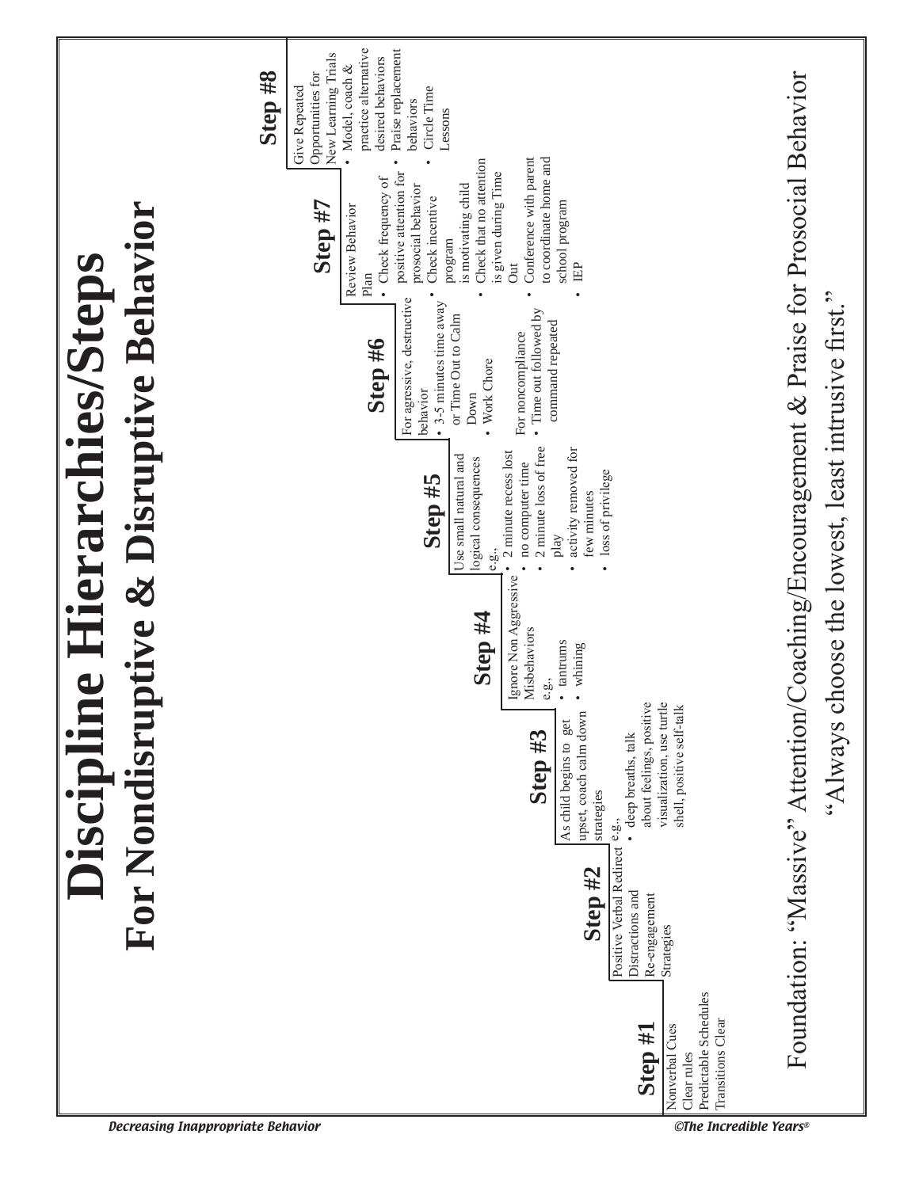# Discipline Hierarchies/Steps

## For Nondisruptive & Disruptive Behavior

### Step #1
Nonverbal Cues
Clear rules
Predictable Schedules
Transitions Clear

### Step #2
Positive Verbal Redirect
Distractions and
Re-engagement
Strategies

### Step #3
As child begins to get upset, coach calm down strategies e.g.,
- deep breaths, talk about feelings, positive visualization, use turtle shell, positive self-talk

### Step #4
Ignore Non Aggressive Misbehaviors e.g.,
- tantrums
- whining

### Step #5
Use small natural and logical consequences e.g.,
- 2 minute recess lost
- no computer time
- 2 minute loss of free play
- activity removed for few minutes
- loss of privilege

### Step #6
For agressive, destructive behavior
- 3-5 minutes time away or Time Out to Calm Down
- Work Chore

For noncompliance
- Time out followed by command repeated

### Step #7
Review Behavior Plan
- Check frequency of positive attention for prosocial behavior
- Check incentive program is motivating child
- Check that no attention is given during Time Out
- Conference with parent to coordinate home and school program
- IEP

### Step #8
Give Repeated Opportunities for New Learning Trials
- Model, coach & practice alternative desired behaviors
- Praise replacement behaviors
- Circle Time Lessons

Foundation: "Massive" Attention/Coaching/Encouragement & Praise for Prosocial Behavior

"Always choose the lowest, least intrusive first."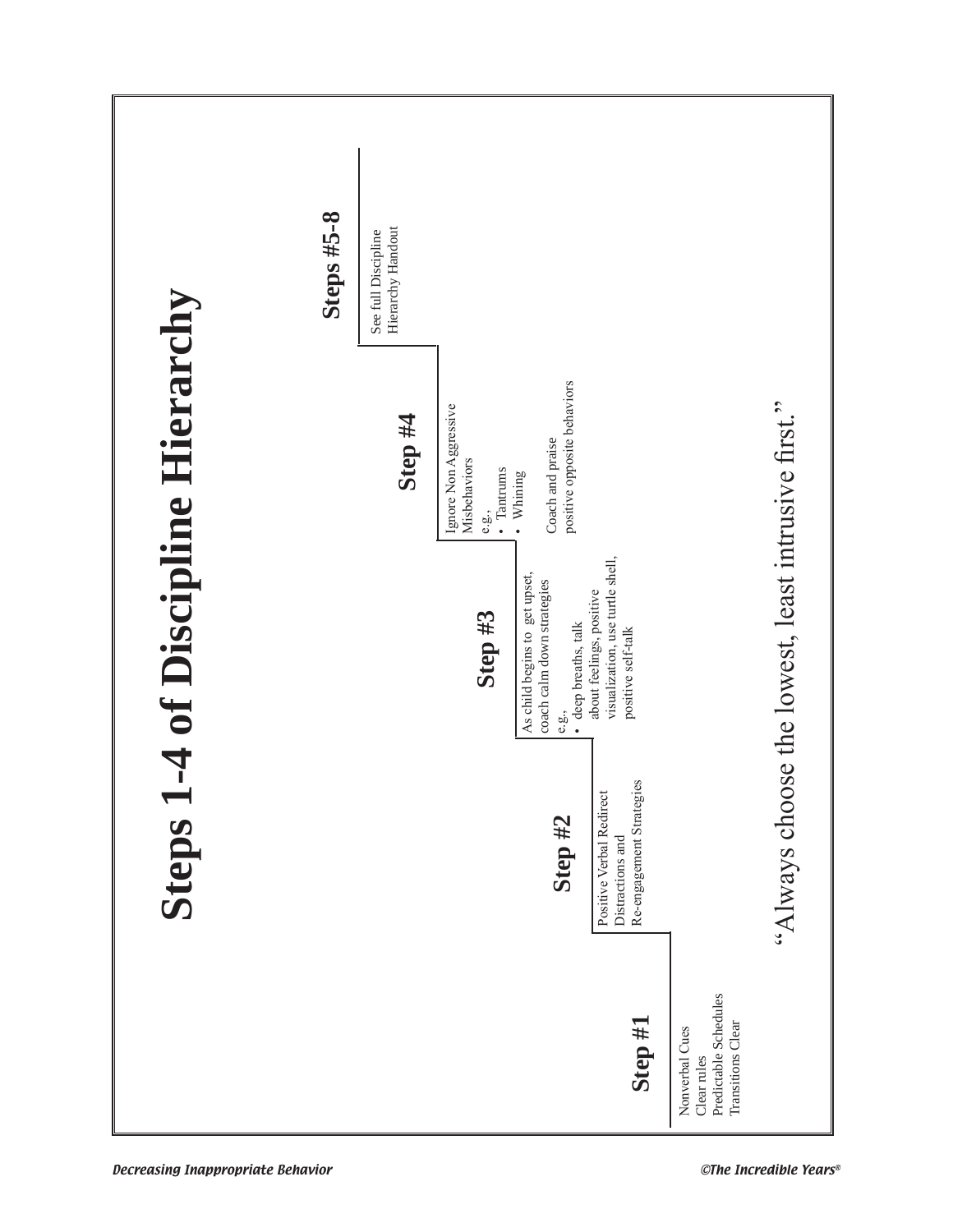# Steps 1-4 of Discipline Hierarchy

## Step #1

Nonverbal Cues
Clear rules
Predictable Schedules
Transitions Clear

## Step #2

Positive Verbal Redirect
Distractions and
Re-engagement Strategies

## Step #3

As child begins to get upset, coach calm down strategies
e.g.,
- deep breaths, talk about feelings, positive visualization, use turtle shell, positive self-talk

## Step #4

Ignore Non Aggressive Misbehaviors
e.g.,
- Tantrums
- Whining

Coach and praise positive opposite behaviors

## Steps #5-8

See full Discipline Hierarchy Handout

"Always choose the lowest, least intrusive first."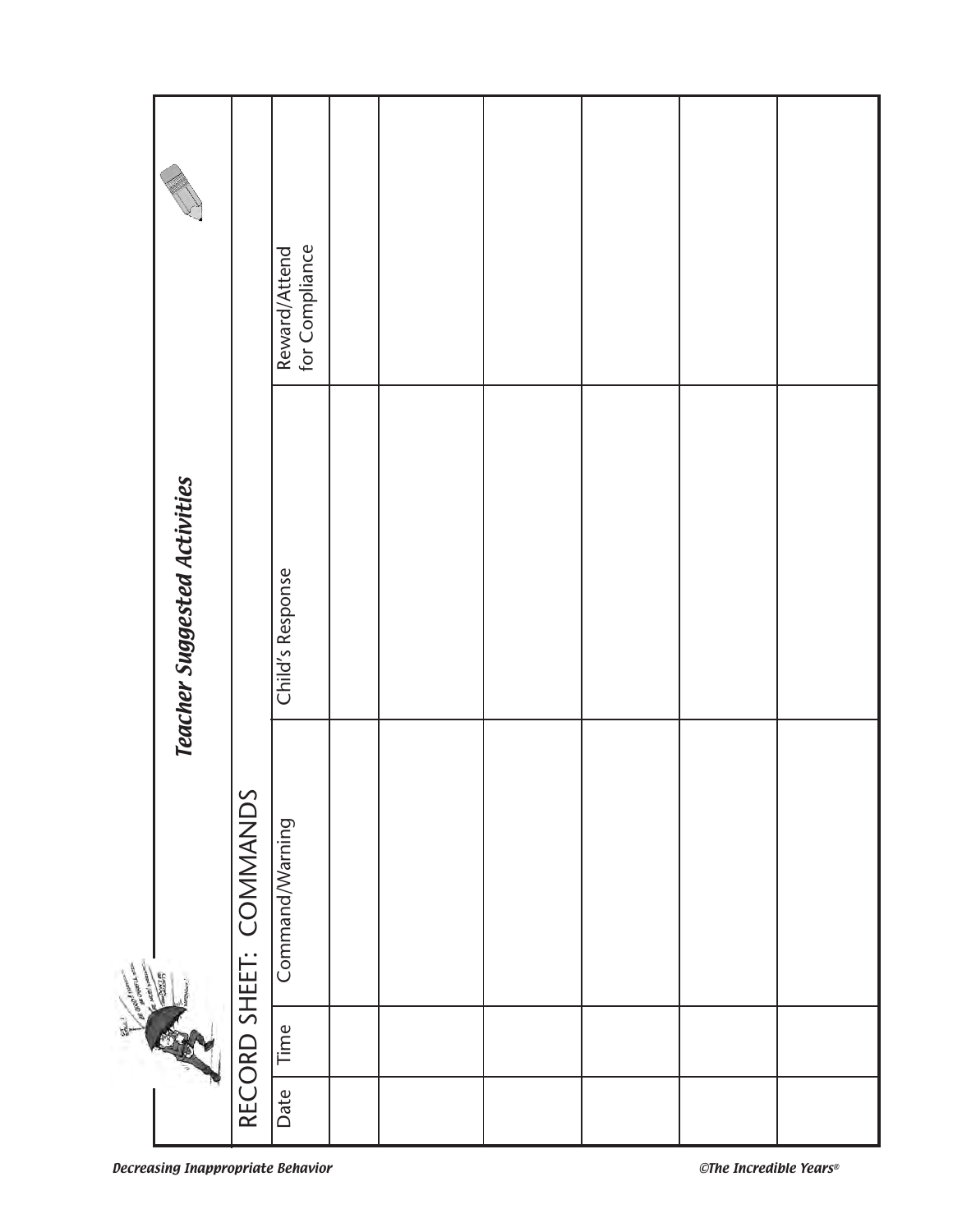# Teacher Suggested Activities

## RECORD SHEET: COMMANDS

| Date | Time | Command/Warning | Child's Response | Reward/Attend for Compliance |
|---|---|---|---|---|
| | | | | |
| | | | | |
| | | | | |
| | | | | |
| | | | | |
| | | | | |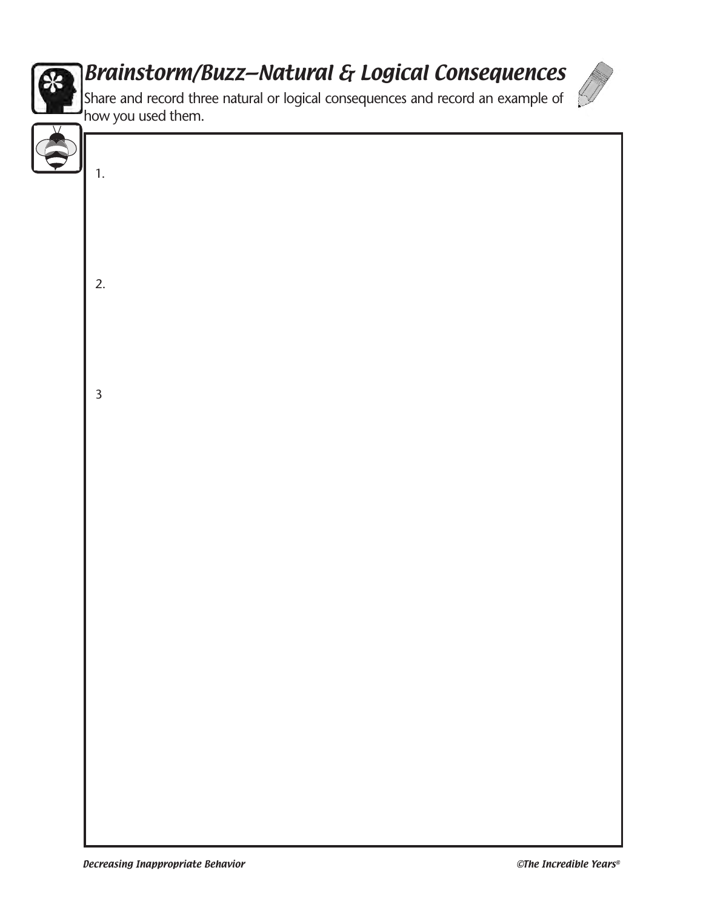# Brainstorm/Buzz—Natural & Logical Consequences

Share and record three natural or logical consequences and record an example of how you used them.

1.

2.

3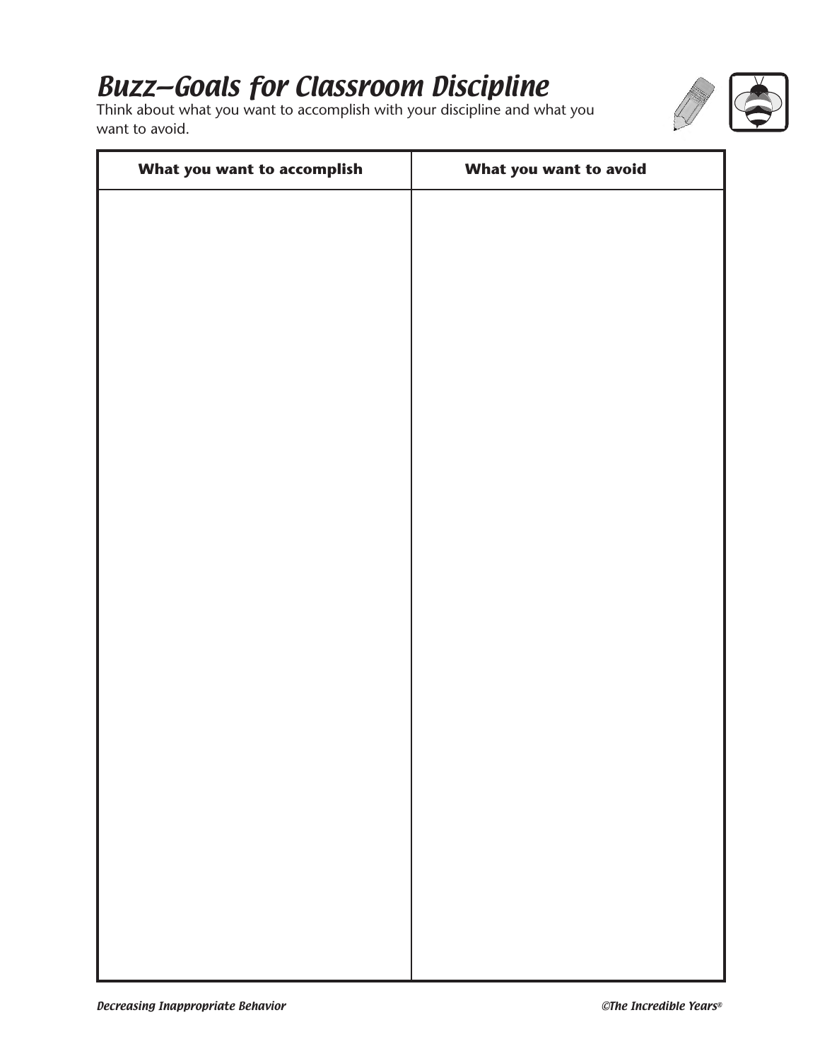# *Buzz—Goals for Classroom Discipline*

Think about what you want to accomplish with your discipline and what you want to avoid.

| What you want to accomplish | What you want to avoid |
| --- | --- |
| | |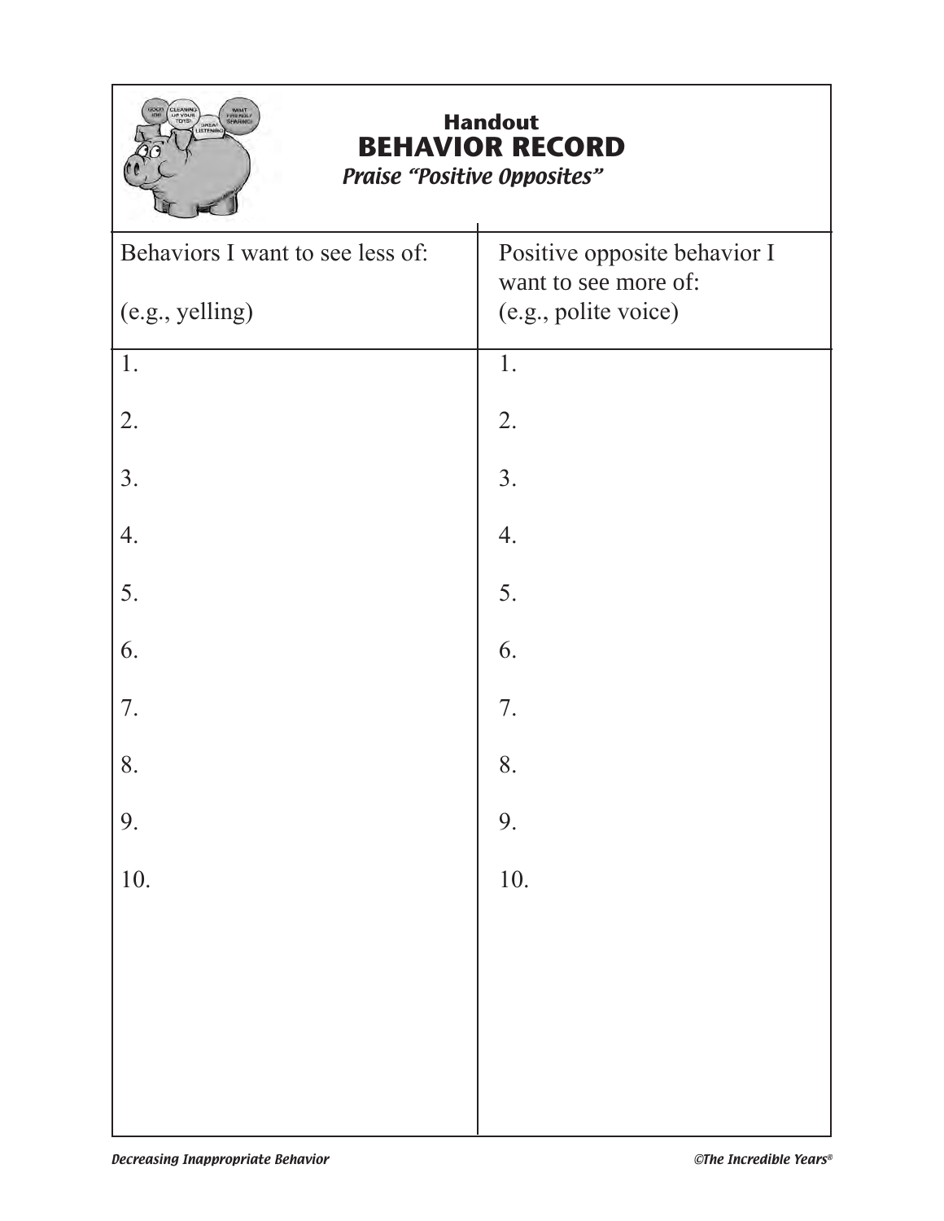Handout

# BEHAVIOR RECORD

*Praise "Positive Opposites"*

| Behaviors I want to see less of:<br><br>(e.g., yelling) | Positive opposite behavior I want to see more of:<br>(e.g., polite voice) |
|---|---|
| 1. | 1. |
| 2. | 2. |
| 3. | 3. |
| 4. | 4. |
| 5. | 5. |
| 6. | 6. |
| 7. | 7. |
| 8. | 8. |
| 9. | 9. |
| 10. | 10. |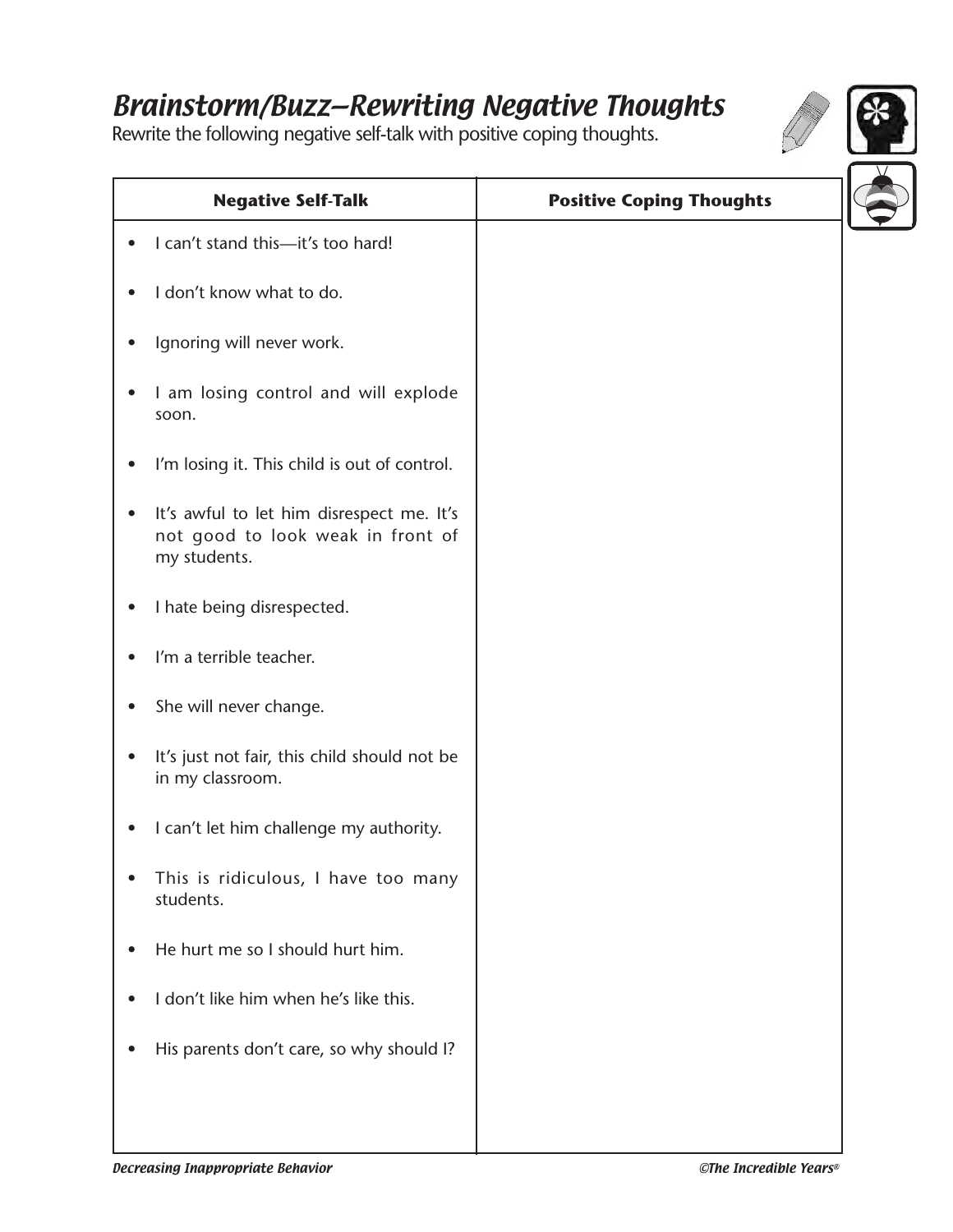## *Brainstorm/Buzz—Rewriting Negative Thoughts*

Rewrite the following negative self-talk with positive coping thoughts.

| Negative Self-Talk | Positive Coping Thoughts |
|---|---|
| • I can't stand this—it's too hard! | |
| • I don't know what to do. | |
| • Ignoring will never work. | |
| • I am losing control and will explode soon. | |
| • I'm losing it. This child is out of control. | |
| • It's awful to let him disrespect me. It's not good to look weak in front of my students. | |
| • I hate being disrespected. | |
| • I'm a terrible teacher. | |
| • She will never change. | |
| • It's just not fair, this child should not be in my classroom. | |
| • I can't let him challenge my authority. | |
| • This is ridiculous, I have too many students. | |
| • He hurt me so I should hurt him. | |
| • I don't like him when he's like this. | |
| • His parents don't care, so why should I? | |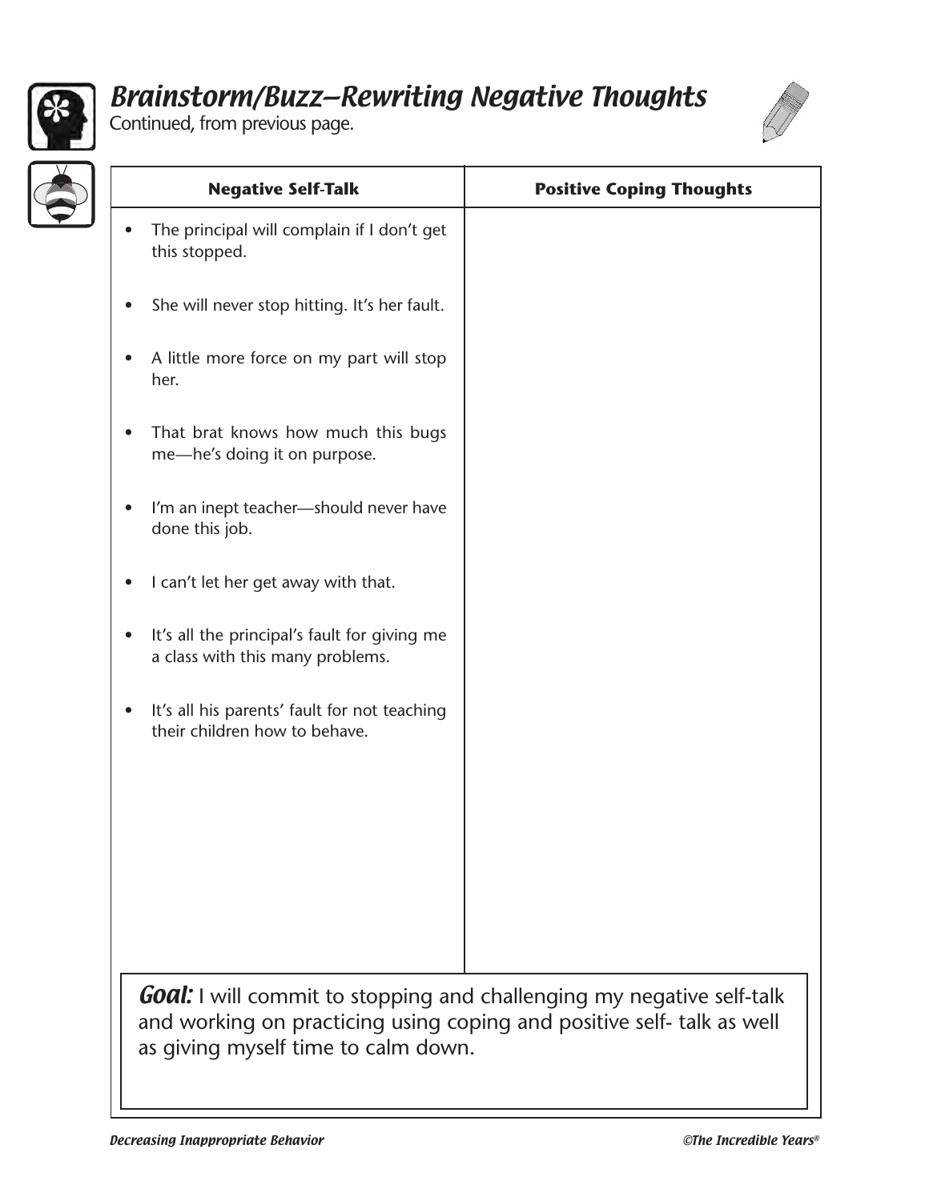## *Brainstorm/Buzz–Rewriting Negative Thoughts*

Continued, from previous page.

| Negative Self-Talk | Positive Coping Thoughts |
|---|---|
| • The principal will complain if I don't get this stopped. | |
| • She will never stop hitting. It's her fault. | |
| • A little more force on my part will stop her. | |
| • That brat knows how much this bugs me—he's doing it on purpose. | |
| • I'm an inept teacher—should never have done this job. | |
| • I can't let her get away with that. | |
| • It's all the principal's fault for giving me a class with this many problems. | |
| • It's all his parents' fault for not teaching their children how to behave. | |

***Goal:*** I will commit to stopping and challenging my negative self-talk and working on practicing using coping and positive self- talk as well as giving myself time to calm down.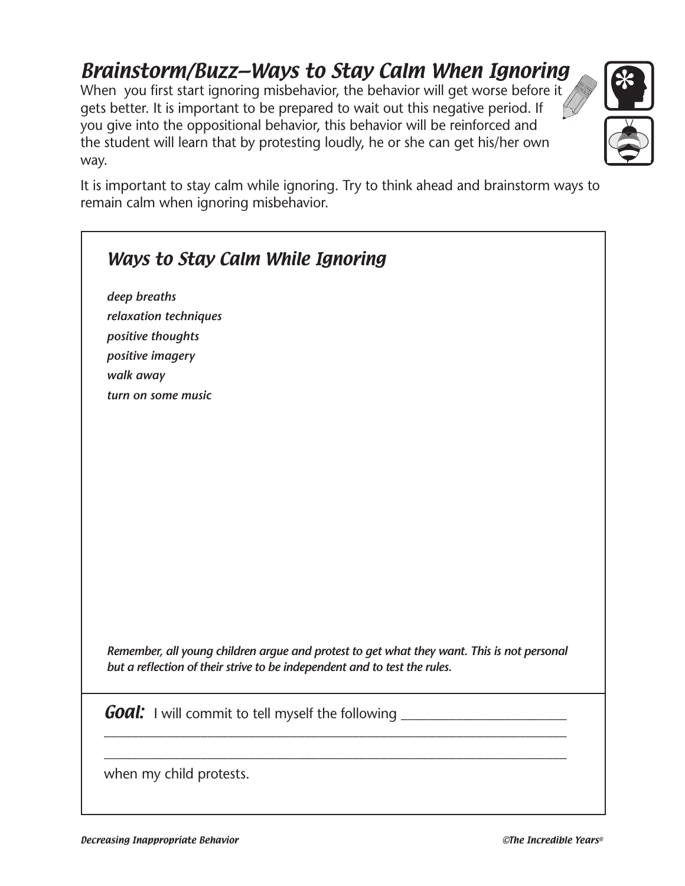# *Brainstorm/Buzz—Ways to Stay Calm When Ignoring*

When you first start ignoring misbehavior, the behavior will get worse before it gets better. It is important to be prepared to wait out this negative period. If you give into the oppositional behavior, this behavior will be reinforced and the student will learn that by protesting loudly, he or she can get his/her own way.

It is important to stay calm while ignoring. Try to think ahead and brainstorm ways to remain calm when ignoring misbehavior.

## *Ways to Stay Calm While Ignoring*

***deep breaths***
***relaxation techniques***
***positive thoughts***
***positive imagery***
***walk away***
***turn on some music***

***Remember, all young children argue and protest to get what they want. This is not personal but a reflection of their strive to be independent and to test the rules.***

***Goal:*** I will commit to tell myself the following ________________________
__________________________________________________________________________
__________________________________________________________________________
when my child protests.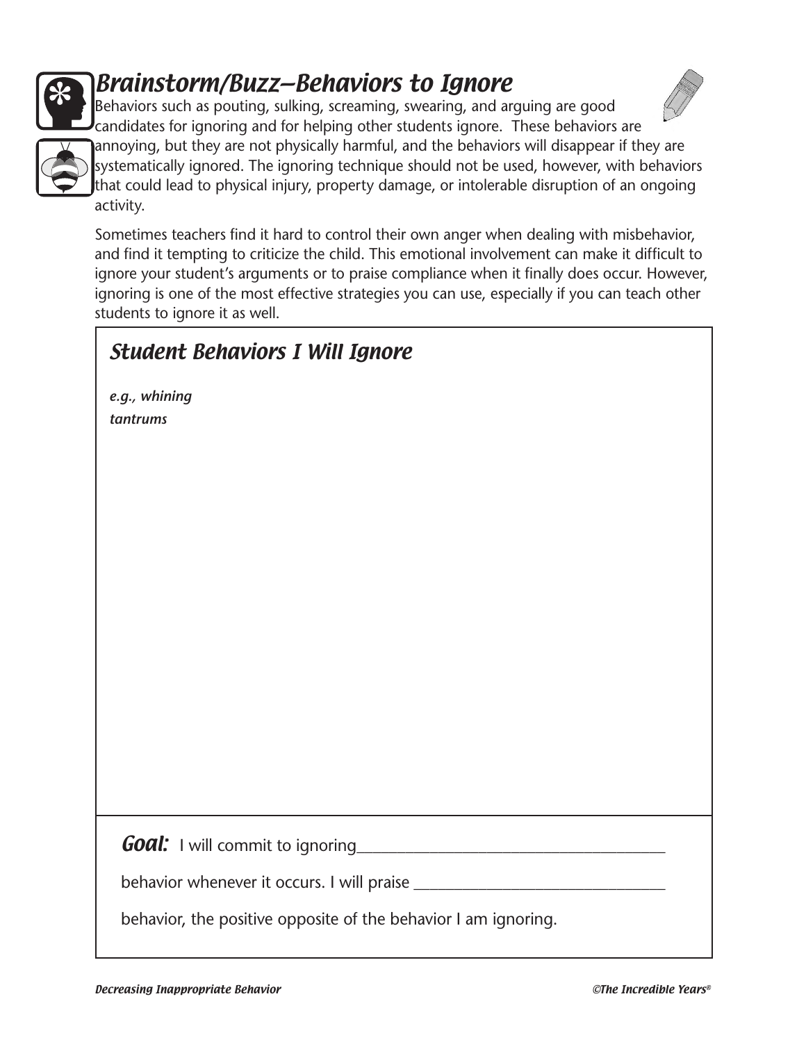# Brainstorm/Buzz—Behaviors to Ignore

Behaviors such as pouting, sulking, screaming, swearing, and arguing are good candidates for ignoring and for helping other students ignore. These behaviors are annoying, but they are not physically harmful, and the behaviors will disappear if they are systematically ignored. The ignoring technique should not be used, however, with behaviors that could lead to physical injury, property damage, or intolerable disruption of an ongoing activity.

Sometimes teachers find it hard to control their own anger when dealing with misbehavior, and find it tempting to criticize the child. This emotional involvement can make it difficult to ignore your student's arguments or to praise compliance when it finally does occur. However, ignoring is one of the most effective strategies you can use, especially if you can teach other students to ignore it as well.

## Student Behaviors I Will Ignore

***e.g., whining***
***tantrums***

**Goal:** I will commit to ignoring_______________________________________

behavior whenever it occurs. I will praise _______________________________

behavior, the positive opposite of the behavior I am ignoring.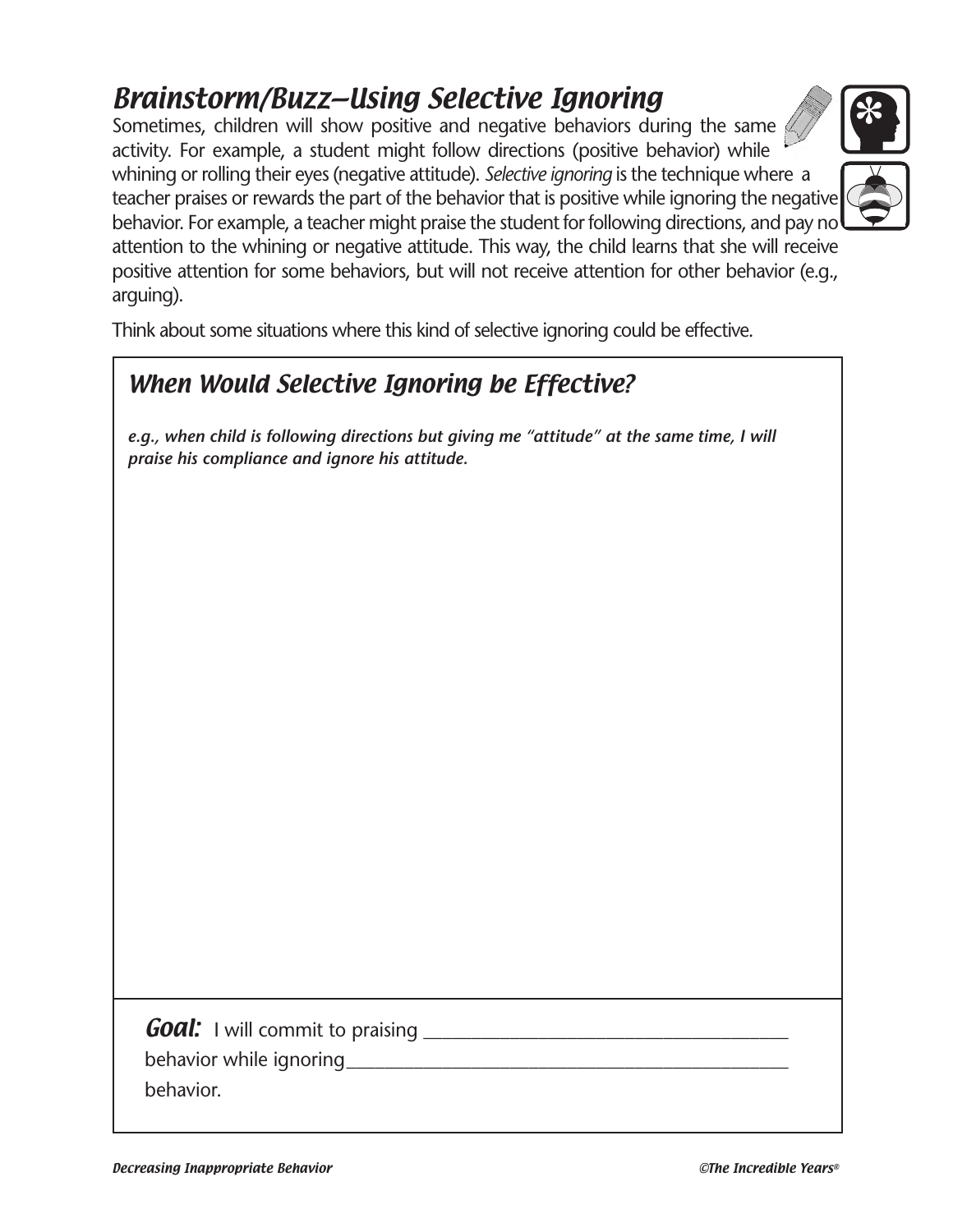## *Brainstorm/Buzz—Using Selective Ignoring*

Sometimes, children will show positive and negative behaviors during the same activity. For example, a student might follow directions (positive behavior) while whining or rolling their eyes (negative attitude). *Selective ignoring* is the technique where a teacher praises or rewards the part of the behavior that is positive while ignoring the negative behavior. For example, a teacher might praise the student for following directions, and pay no attention to the whining or negative attitude. This way, the child learns that she will receive positive attention for some behaviors, but will not receive attention for other behavior (e.g., arguing).

Think about some situations where this kind of selective ignoring could be effective.

### *When Would Selective Ignoring be Effective?*

***e.g., when child is following directions but giving me "attitude" at the same time, I will praise his compliance and ignore his attitude.***

***Goal:*** I will commit to praising _______________________________________ behavior while ignoring_______________________________________________ behavior.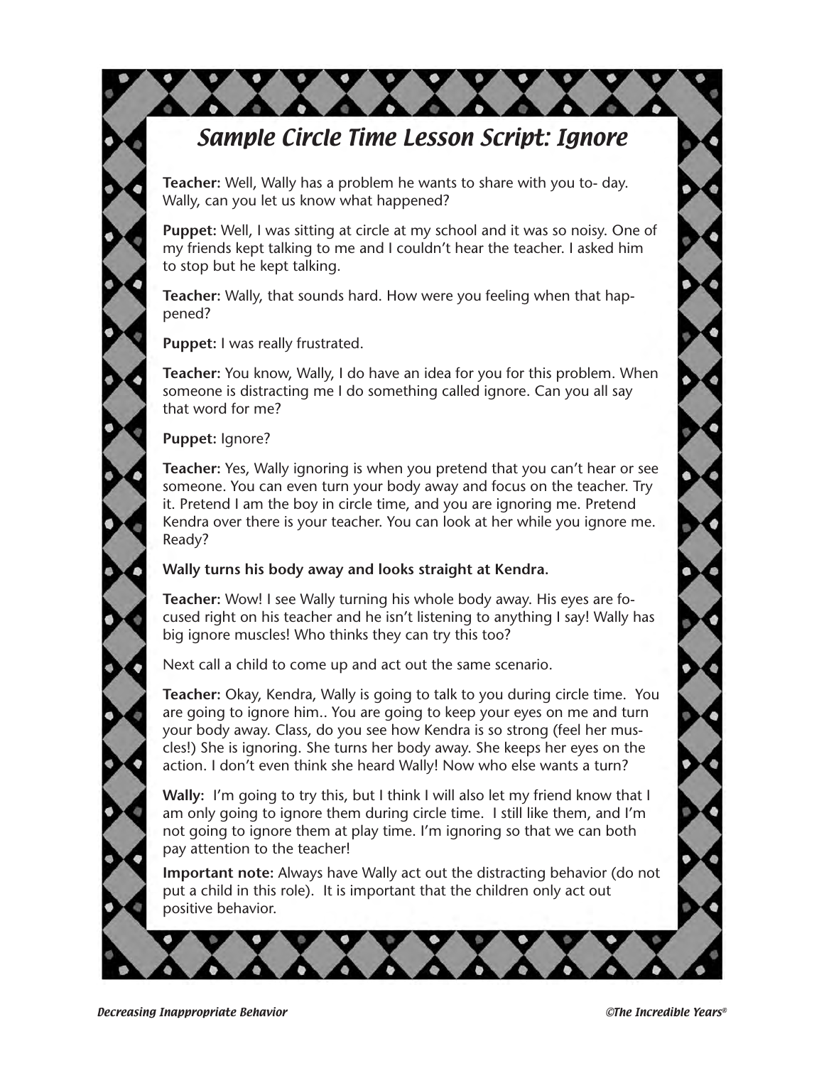# *Sample Circle Time Lesson Script: Ignore*

**Teacher:** Well, Wally has a problem he wants to share with you today. Wally, can you let us know what happened?

**Puppet:** Well, I was sitting at circle at my school and it was so noisy. One of my friends kept talking to me and I couldn't hear the teacher. I asked him to stop but he kept talking.

**Teacher:** Wally, that sounds hard. How were you feeling when that happened?

**Puppet:** I was really frustrated.

**Teacher:** You know, Wally, I do have an idea for you for this problem. When someone is distracting me I do something called ignore. Can you all say that word for me?

**Puppet:** Ignore?

**Teacher:** Yes, Wally ignoring is when you pretend that you can't hear or see someone. You can even turn your body away and focus on the teacher. Try it. Pretend I am the boy in circle time, and you are ignoring me. Pretend Kendra over there is your teacher. You can look at her while you ignore me. Ready?

**Wally turns his body away and looks straight at Kendra.**

**Teacher:** Wow! I see Wally turning his whole body away. His eyes are focused right on his teacher and he isn't listening to anything I say! Wally has big ignore muscles! Who thinks they can try this too?

Next call a child to come up and act out the same scenario.

**Teacher:** Okay, Kendra, Wally is going to talk to you during circle time. You are going to ignore him.. You are going to keep your eyes on me and turn your body away. Class, do you see how Kendra is so strong (feel her muscles!) She is ignoring. She turns her body away. She keeps her eyes on the action. I don't even think she heard Wally! Now who else wants a turn?

**Wally:** I'm going to try this, but I think I will also let my friend know that I am only going to ignore them during circle time. I still like them, and I'm not going to ignore them at play time. I'm ignoring so that we can both pay attention to the teacher!

**Important note:** Always have Wally act out the distracting behavior (do not put a child in this role). It is important that the children only act out positive behavior.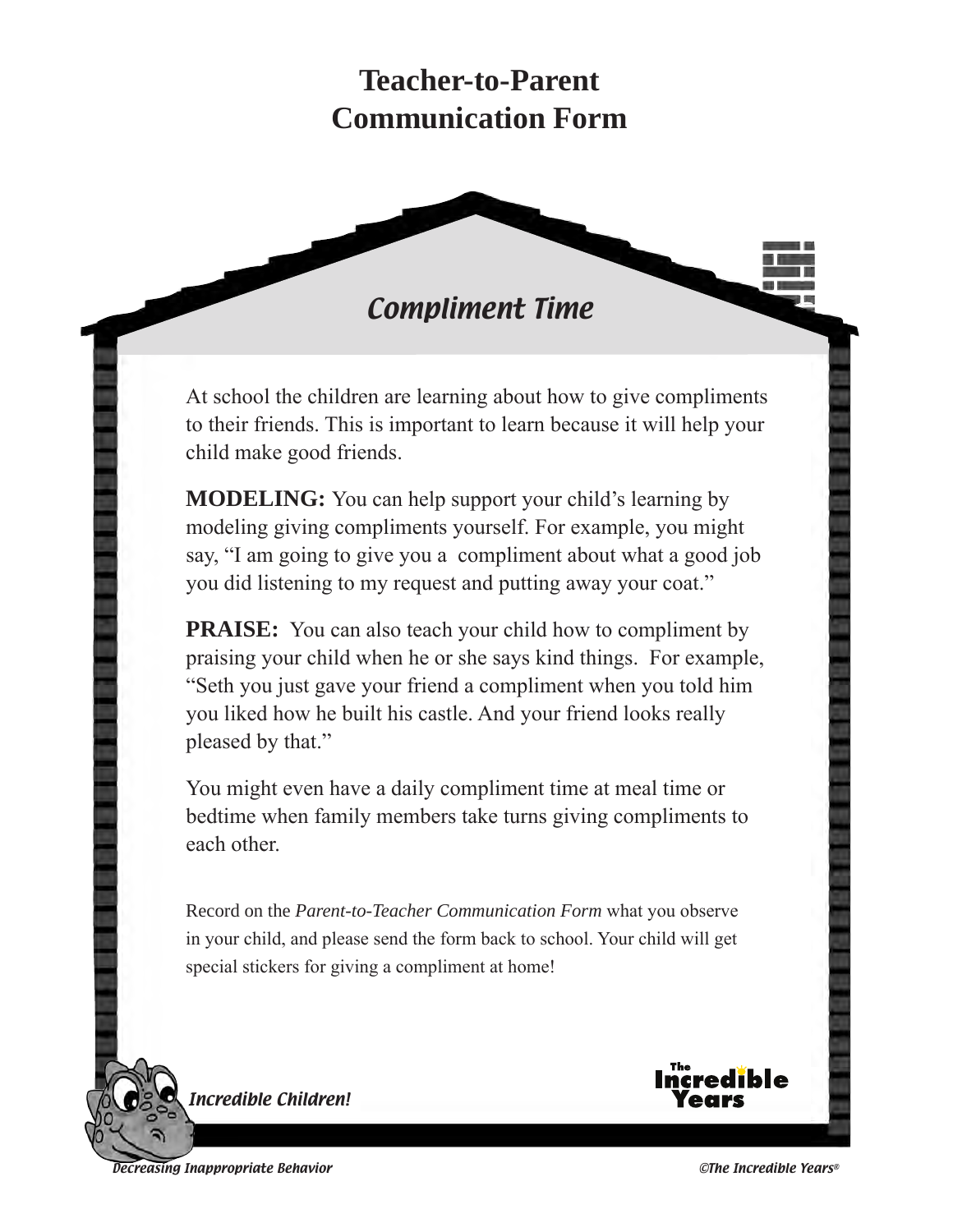# Teacher-to-Parent Communication Form

## *Compliment Time*

At school the children are learning about how to give compliments to their friends. This is important to learn because it will help your child make good friends.

**MODELING:** You can help support your child's learning by modeling giving compliments yourself. For example, you might say, "I am going to give you a compliment about what a good job you did listening to my request and putting away your coat."

**PRAISE:** You can also teach your child how to compliment by praising your child when he or she says kind things. For example, "Seth you just gave your friend a compliment when you told him you liked how he built his castle. And your friend looks really pleased by that."

You might even have a daily compliment time at meal time or bedtime when family members take turns giving compliments to each other.

Record on the *Parent-to-Teacher Communication Form* what you observe in your child, and please send the form back to school. Your child will get special stickers for giving a compliment at home!

*Incredible Children!*

The Incredible Years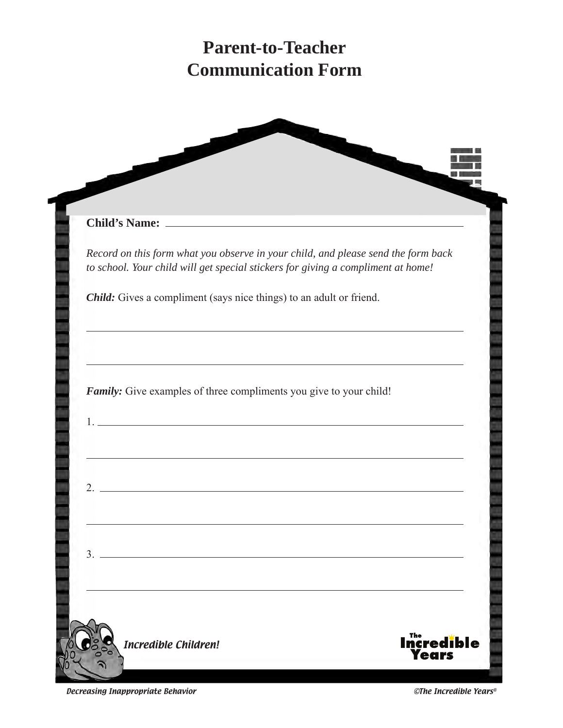# Parent-to-Teacher Communication Form

**Child's Name:** ______________________________________________

*Record on this form what you observe in your child, and please send the form back to school. Your child will get special stickers for giving a compliment at home!*

***Child:*** Gives a compliment (says nice things) to an adult or friend.

______________________________________________

______________________________________________

***Family:*** Give examples of three compliments you give to your child!

1. ______________________________________________

______________________________________________

2. ______________________________________________

______________________________________________

3. ______________________________________________

______________________________________________

*Incredible Children!*

The Incredible Years

*Decreasing Inappropriate Behavior*

*©The Incredible Years®*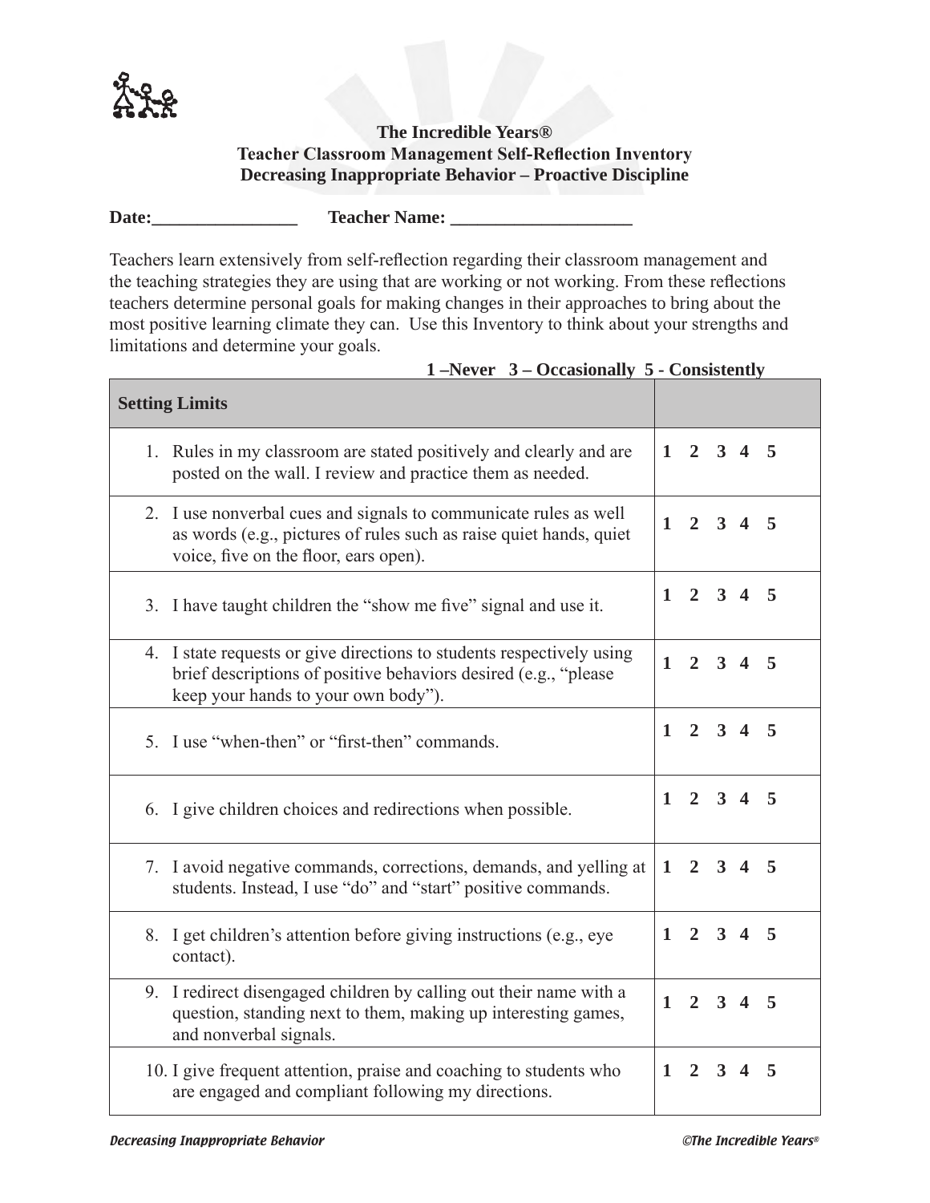**The Incredible Years®**
**Teacher Classroom Management Self-Reflection Inventory**
**Decreasing Inappropriate Behavior – Proactive Discipline**

**Date:________________ Teacher Name: ____________________**

Teachers learn extensively from self-reflection regarding their classroom management and the teaching strategies they are using that are working or not working. From these reflections teachers determine personal goals for making changes in their approaches to bring about the most positive learning climate they can. Use this Inventory to think about your strengths and limitations and determine your goals.

**1 –Never 3 – Occasionally 5 - Consistently**

| **Setting Limits** | |
|---|---|
| 1. Rules in my classroom are stated positively and clearly and are posted on the wall. I review and practice them as needed. | **1 2 3 4 5** |
| 2. I use nonverbal cues and signals to communicate rules as well as words (e.g., pictures of rules such as raise quiet hands, quiet voice, five on the floor, ears open). | **1 2 3 4 5** |
| 3. I have taught children the "show me five" signal and use it. | **1 2 3 4 5** |
| 4. I state requests or give directions to students respectively using brief descriptions of positive behaviors desired (e.g., "please keep your hands to your own body"). | **1 2 3 4 5** |
| 5. I use "when-then" or "first-then" commands. | **1 2 3 4 5** |
| 6. I give children choices and redirections when possible. | **1 2 3 4 5** |
| 7. I avoid negative commands, corrections, demands, and yelling at students. Instead, I use "do" and "start" positive commands. | **1 2 3 4 5** |
| 8. I get children's attention before giving instructions (e.g., eye contact). | **1 2 3 4 5** |
| 9. I redirect disengaged children by calling out their name with a question, standing next to them, making up interesting games, and nonverbal signals. | **1 2 3 4 5** |
| 10. I give frequent attention, praise and coaching to students who are engaged and compliant following my directions. | **1 2 3 4 5** |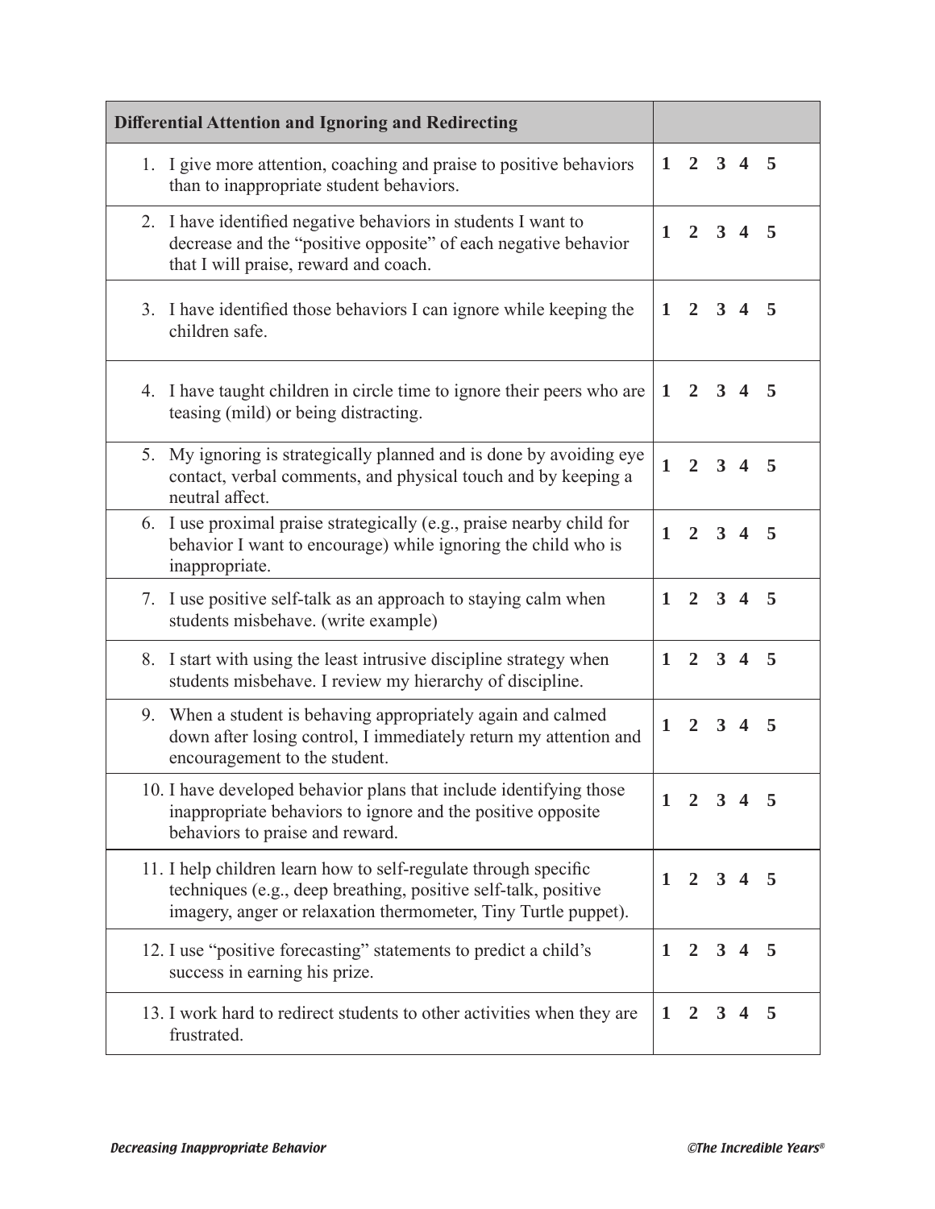| Differential Attention and Ignoring and Redirecting | |
|---|---|
| 1. I give more attention, coaching and praise to positive behaviors than to inappropriate student behaviors. | **1 2 3 4 5** |
| 2. I have identified negative behaviors in students I want to decrease and the "positive opposite" of each negative behavior that I will praise, reward and coach. | **1 2 3 4 5** |
| 3. I have identified those behaviors I can ignore while keeping the children safe. | **1 2 3 4 5** |
| 4. I have taught children in circle time to ignore their peers who are teasing (mild) or being distracting. | **1 2 3 4 5** |
| 5. My ignoring is strategically planned and is done by avoiding eye contact, verbal comments, and physical touch and by keeping a neutral affect. | **1 2 3 4 5** |
| 6. I use proximal praise strategically (e.g., praise nearby child for behavior I want to encourage) while ignoring the child who is inappropriate. | **1 2 3 4 5** |
| 7. I use positive self-talk as an approach to staying calm when students misbehave. (write example) | **1 2 3 4 5** |
| 8. I start with using the least intrusive discipline strategy when students misbehave. I review my hierarchy of discipline. | **1 2 3 4 5** |
| 9. When a student is behaving appropriately again and calmed down after losing control, I immediately return my attention and encouragement to the student. | **1 2 3 4 5** |
| 10. I have developed behavior plans that include identifying those inappropriate behaviors to ignore and the positive opposite behaviors to praise and reward. | **1 2 3 4 5** |
| 11. I help children learn how to self-regulate through specific techniques (e.g., deep breathing, positive self-talk, positive imagery, anger or relaxation thermometer, Tiny Turtle puppet). | **1 2 3 4 5** |
| 12. I use "positive forecasting" statements to predict a child's success in earning his prize. | **1 2 3 4 5** |
| 13. I work hard to redirect students to other activities when they are frustrated. | **1 2 3 4 5** |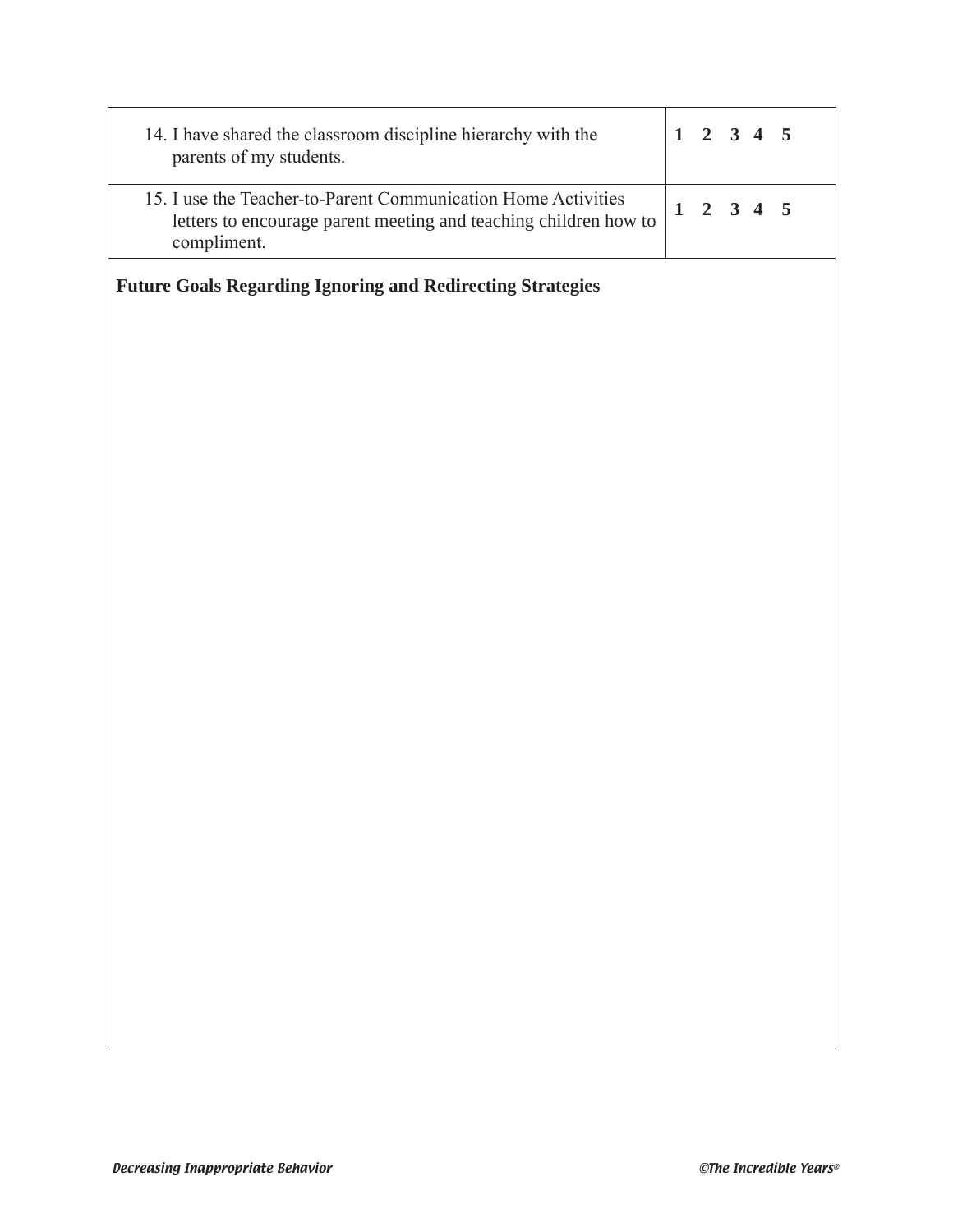| | |
|---|---|
| 14. I have shared the classroom discipline hierarchy with the parents of my students. | **1 2 3 4 5** |
| 15. I use the Teacher-to-Parent Communication Home Activities letters to encourage parent meeting and teaching children how to compliment. | **1 2 3 4 5** |

**Future Goals Regarding Ignoring and Redirecting Strategies**